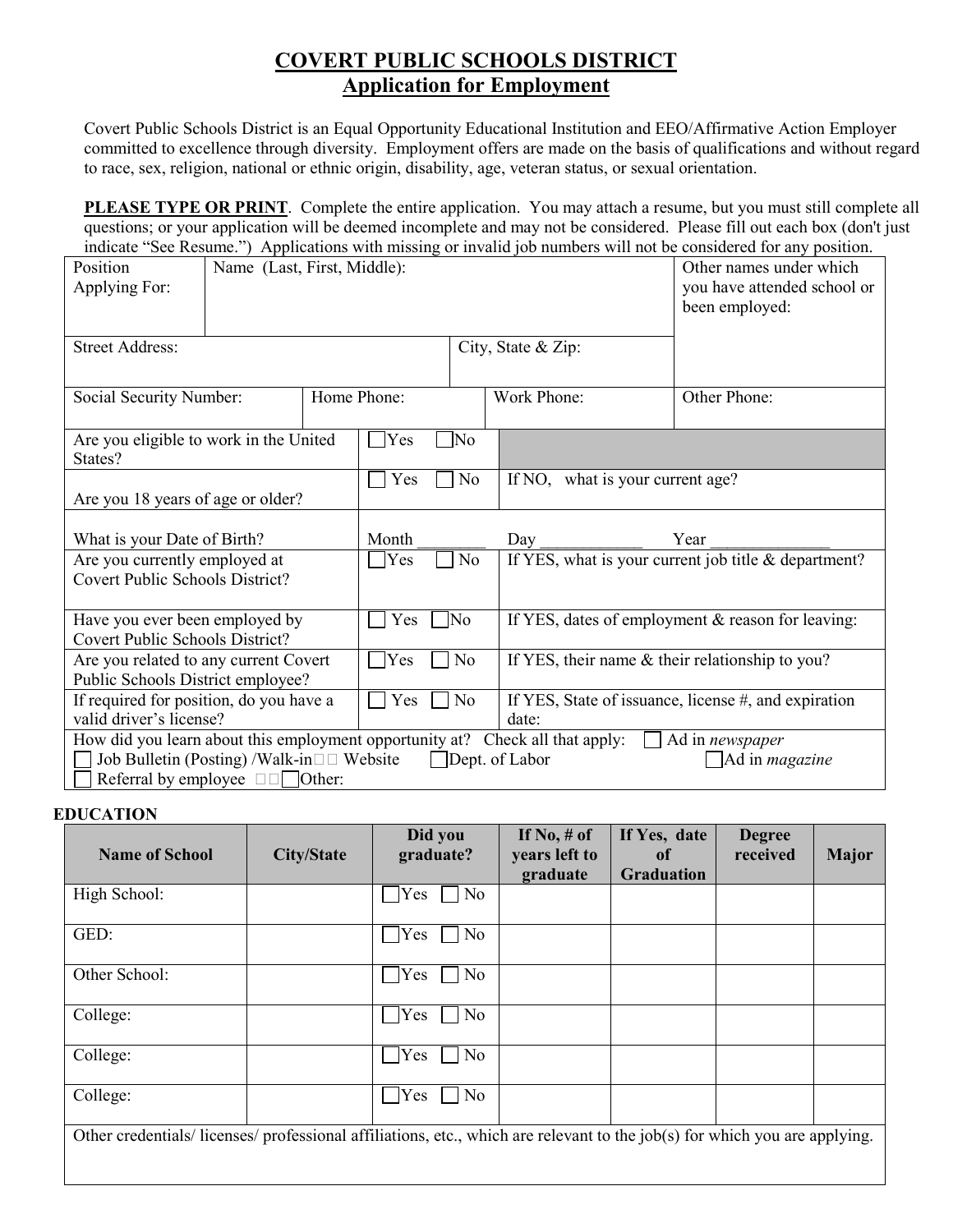# COVERT PUBLIC SCHOOLS DISTRICT

## Application for Employment

Covert Public Schools District is an Equal Opportunity Educational Institution and EEO/Affirmative Action Employer committed to excellence through diversity. Employment offers are made on the basis of qualifications and without regard to race, sex, religion, national or ethnic origin, disability, age, veteran status, or sexual orientation.

**PLEASE TYPE OR PRINT**. Complete the entire application. You may attach a resume, but you must still complete all questions; or your application will be deemed incomplete and may not be considered. Please fill out each box (don't just indicate "See Resume.") Applications with missing or invalid job numbers will not be considered for any position.

| Position Applying For: | Name (Last, First, Middle): | | Other names under which you have attended school or been employed: |
|---|---|---|---|
| Street Address: | | City, State & Zip: | |
| Social Security Number: | Home Phone: | Work Phone: | Other Phone: |

| | | |
|---|---|---|
| Are you eligible to work in the United States? | ☐ Yes ☐ No | |
| Are you 18 years of age or older? | ☐ Yes ☐ No | If NO, what is your current age? |
| What is your Date of Birth? | Month ________ Day ____________ Year ______________ | |
| Are you currently employed at Covert Public Schools District? | ☐ Yes ☐ No | If YES, what is your current job title & department? |
| Have you ever been employed by Covert Public Schools District? | ☐ Yes ☐ No | If YES, dates of employment & reason for leaving: |
| Are you related to any current Covert Public Schools District employee? | ☐ Yes ☐ No | If YES, their name & their relationship to you? |
| If required for position, do you have a valid driver's license? | ☐ Yes ☐ No | If YES, State of issuance, license #, and expiration date: |

How did you learn about this employment opportunity at? Check all that apply: ☐ Ad in *newspaper* ☐ Job Bulletin (Posting) /Walk-in ☐ Website ☐ Dept. of Labor ☐ Ad in *magazine* ☐ Referral by employee ☐ Other:

**EDUCATION**

| Name of School | City/State | Did you graduate? | If No, # of years left to graduate | If Yes, date of Graduation | Degree received | Major |
|---|---|---|---|---|---|---|
| High School: | | ☐ Yes ☐ No | | | | |
| GED: | | ☐ Yes ☐ No | | | | |
| Other School: | | ☐ Yes ☐ No | | | | |
| College: | | ☐ Yes ☐ No | | | | |
| College: | | ☐ Yes ☐ No | | | | |
| College: | | ☐ Yes ☐ No | | | | |

Other credentials/ licenses/ professional affiliations, etc., which are relevant to the job(s) for which you are applying.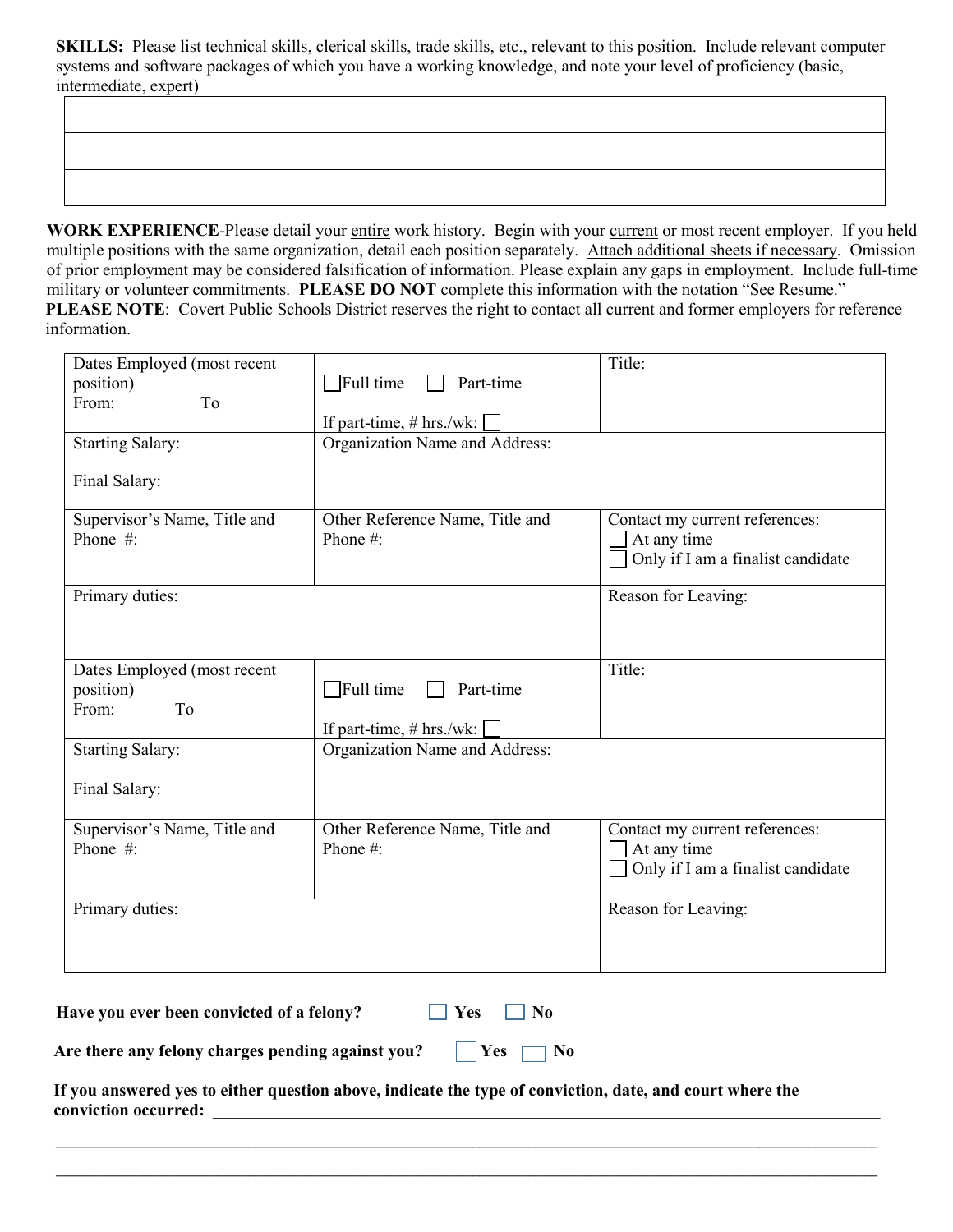**SKILLS:** Please list technical skills, clerical skills, trade skills, etc., relevant to this position. Include relevant computer systems and software packages of which you have a working knowledge, and note your level of proficiency (basic, intermediate, expert)

| |
|---|
| |
| |
| |

**WORK EXPERIENCE**-Please detail your entire work history. Begin with your current or most recent employer. If you held multiple positions with the same organization, detail each position separately. Attach additional sheets if necessary. Omission of prior employment may be considered falsification of information. Please explain any gaps in employment. Include full-time military or volunteer commitments. **PLEASE DO NOT** complete this information with the notation "See Resume."
**PLEASE NOTE**: Covert Public Schools District reserves the right to contact all current and former employers for reference information.

| | | |
|---|---|---|
| Dates Employed (most recent position)<br>From: To | ☐ Full time ☐ Part-time<br><br>If part-time, # hrs./wk: ☐ | Title: |
| Starting Salary:<br><br>Final Salary: | Organization Name and Address: | |
| Supervisor's Name, Title and Phone #: | Other Reference Name, Title and Phone #: | Contact my current references:<br>☐ At any time<br>☐ Only if I am a finalist candidate |
| Primary duties: | | Reason for Leaving: |

| | | |
|---|---|---|
| Dates Employed (most recent position)<br>From: To | ☐ Full time ☐ Part-time<br><br>If part-time, # hrs./wk: ☐ | Title: |
| Starting Salary:<br><br>Final Salary: | Organization Name and Address: | |
| Supervisor's Name, Title and Phone #: | Other Reference Name, Title and Phone #: | Contact my current references:<br>☐ At any time<br>☐ Only if I am a finalist candidate |
| Primary duties: | | Reason for Leaving: |

**Have you ever been convicted of a felony?** ☐ **Yes** ☐ **No**

**Are there any felony charges pending against you?** ☐ **Yes** ☐ **No**

**If you answered yes to either question above, indicate the type of conviction, date, and court where the conviction occurred:** ________________________________________________________________________________

________________________________________________________________________________

________________________________________________________________________________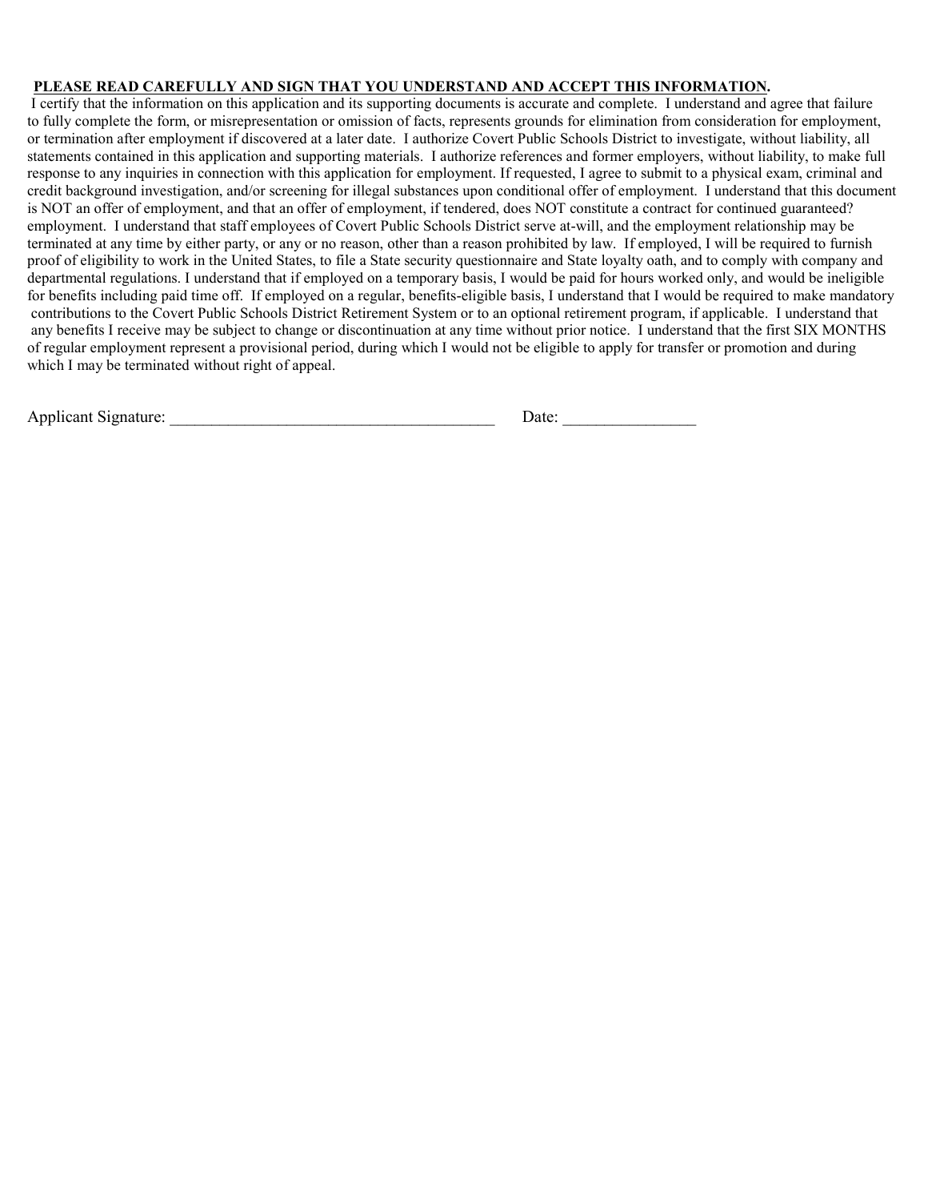**PLEASE READ CAREFULLY AND SIGN THAT YOU UNDERSTAND AND ACCEPT THIS INFORMATION.**

I certify that the information on this application and its supporting documents is accurate and complete. I understand and agree that failure to fully complete the form, or misrepresentation or omission of facts, represents grounds for elimination from consideration for employment, or termination after employment if discovered at a later date. I authorize Covert Public Schools District to investigate, without liability, all statements contained in this application and supporting materials. I authorize references and former employers, without liability, to make full response to any inquiries in connection with this application for employment. If requested, I agree to submit to a physical exam, criminal and credit background investigation, and/or screening for illegal substances upon conditional offer of employment. I understand that this document is NOT an offer of employment, and that an offer of employment, if tendered, does NOT constitute a contract for continued guaranteed? employment. I understand that staff employees of Covert Public Schools District serve at-will, and the employment relationship may be terminated at any time by either party, or any or no reason, other than a reason prohibited by law. If employed, I will be required to furnish proof of eligibility to work in the United States, to file a State security questionnaire and State loyalty oath, and to comply with company and departmental regulations. I understand that if employed on a temporary basis, I would be paid for hours worked only, and would be ineligible for benefits including paid time off. If employed on a regular, benefits-eligible basis, I understand that I would be required to make mandatory contributions to the Covert Public Schools District Retirement System or to an optional retirement program, if applicable. I understand that any benefits I receive may be subject to change or discontinuation at any time without prior notice. I understand that the first SIX MONTHS of regular employment represent a provisional period, during which I would not be eligible to apply for transfer or promotion and during which I may be terminated without right of appeal.

Applicant Signature: _______________________________________ Date: ________________